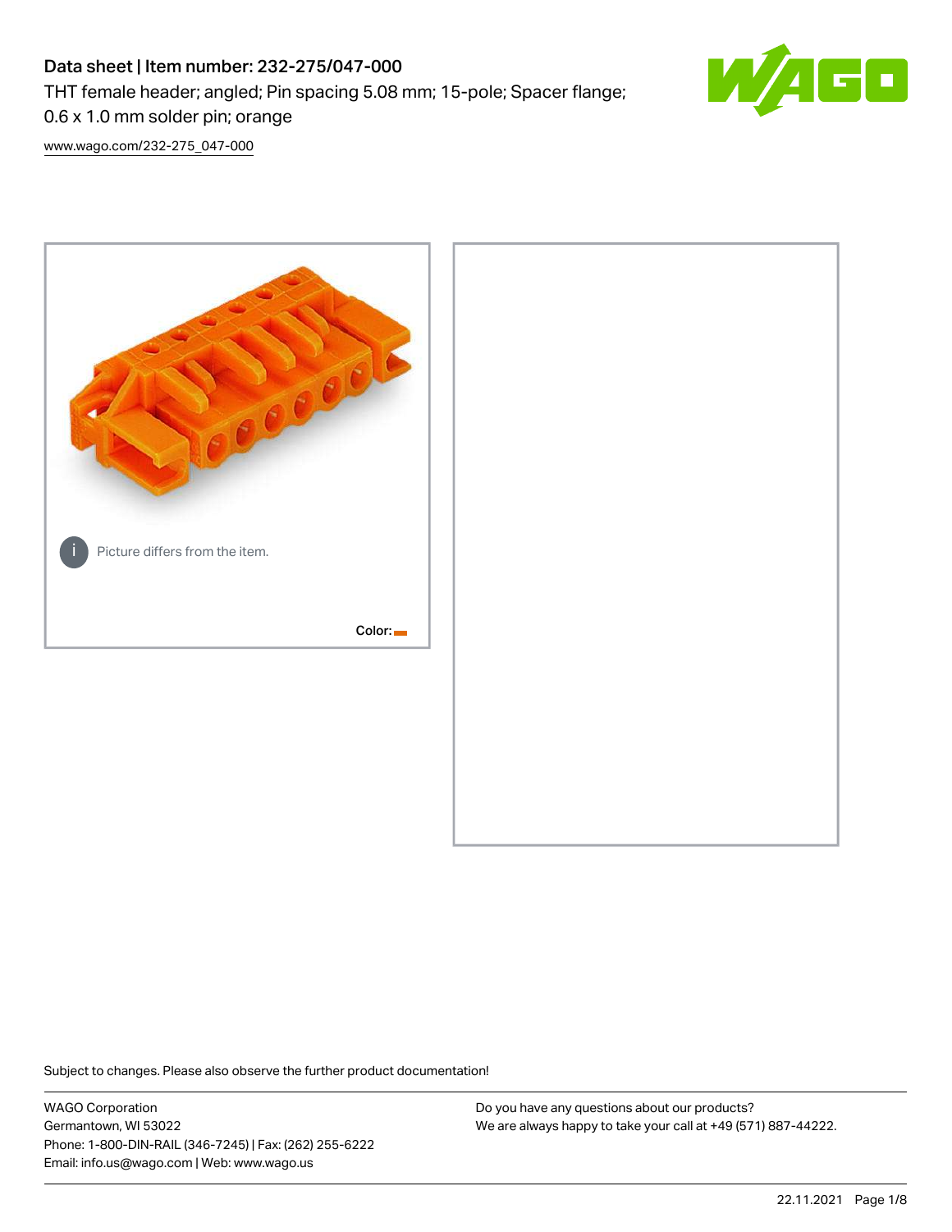# Data sheet | Item number: 232-275/047-000

THT female header; angled; Pin spacing 5.08 mm; 15-pole; Spacer flange; 0.6 x 1.0 mm solder pin; orange

[www.wago.com/232-275_047-000](www.wago.com/232-275_047-000)

Picture differs from the item.

Color:

Subject to changes. Please also observe the further product documentation!

WAGO Corporation
Germantown, WI 53022
Phone: 1-800-DIN-RAIL (346-7245) | Fax: (262) 255-6222
Email: info.us@wago.com | Web: www.wago.us

Do you have any questions about our products?
We are always happy to take your call at +49 (571) 887-44222.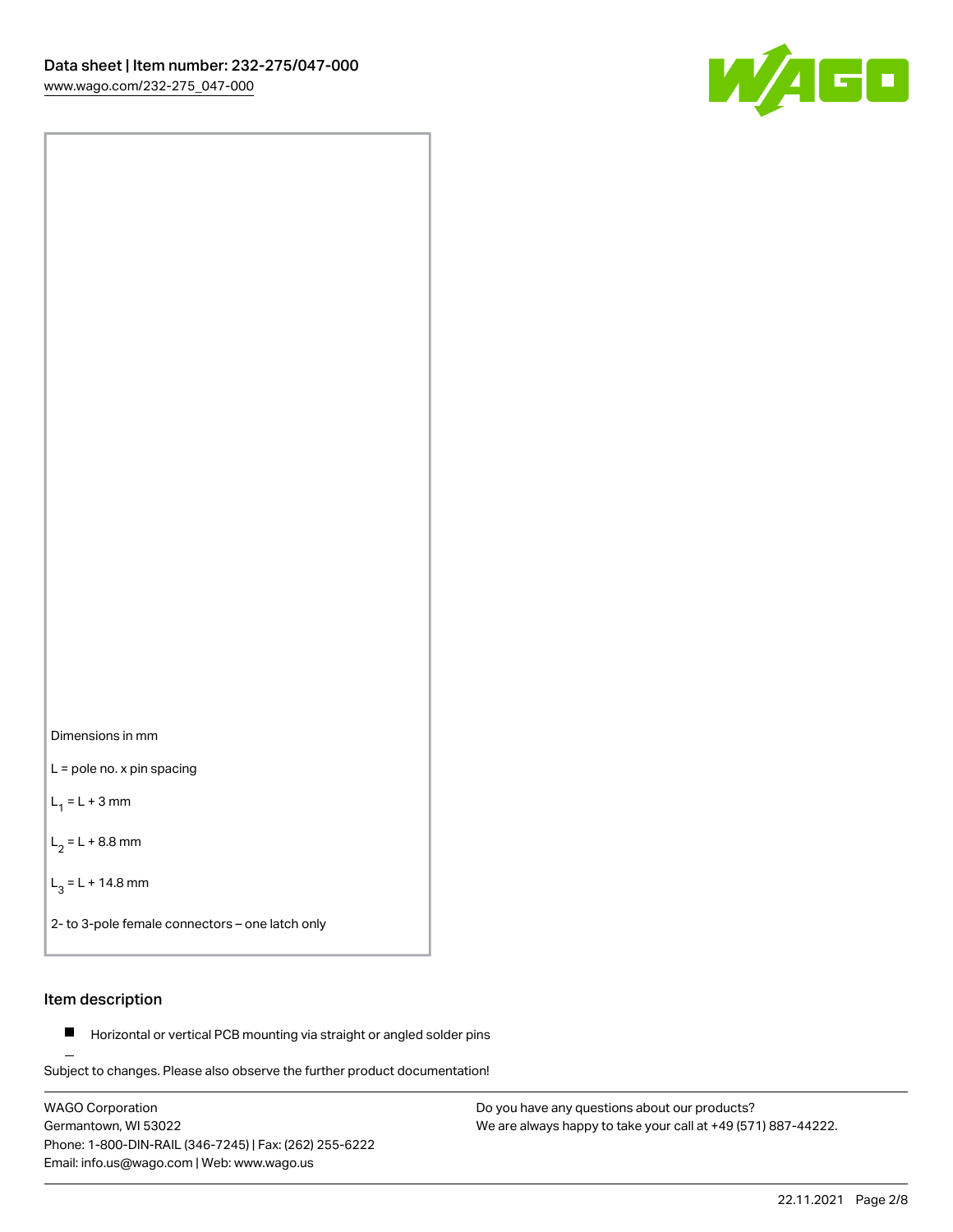Dimensions in mm

L = pole no. x pin spacing

$L_1$ = L + 3 mm

$L_2$ = L + 8.8 mm

$L_3$ = L + 14.8 mm

2- to 3-pole female connectors – one latch only

## Item description

- Horizontal or vertical PCB mounting via straight or angled solder pins

Subject to changes. Please also observe the further product documentation!

WAGO Corporation
Germantown, WI 53022
Phone: 1-800-DIN-RAIL (346-7245) | Fax: (262) 255-6222
Email: info.us@wago.com | Web: www.wago.us

Do you have any questions about our products?
We are always happy to take your call at +49 (571) 887-44222.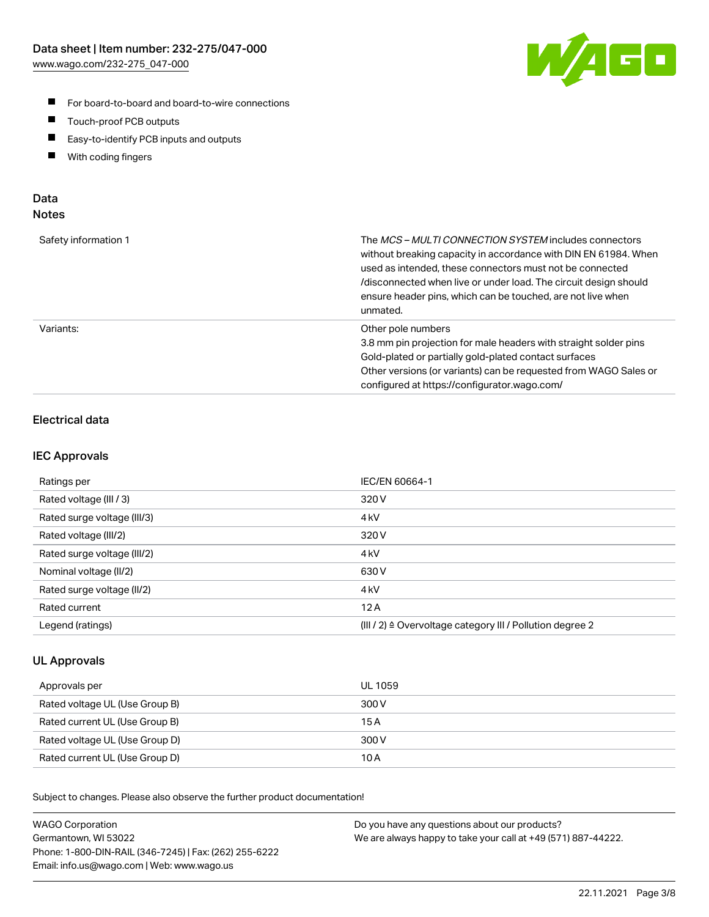- For board-to-board and board-to-wire connections
- Touch-proof PCB outputs
- Easy-to-identify PCB inputs and outputs
- With coding fingers

## Data
### Notes

| | |
|---|---|
| Safety information 1 | The *MCS – MULTI CONNECTION SYSTEM* includes connectors without breaking capacity in accordance with DIN EN 61984. When used as intended, these connectors must not be connected /disconnected when live or under load. The circuit design should ensure header pins, which can be touched, are not live when unmated. |
| Variants: | Other pole numbers<br>3.8 mm pin projection for male headers with straight solder pins<br>Gold-plated or partially gold-plated contact surfaces<br>Other versions (or variants) can be requested from WAGO Sales or configured at https://configurator.wago.com/ |

### Electrical data

### IEC Approvals

| | |
|---|---|
| Ratings per | IEC/EN 60664-1 |
| Rated voltage (III / 3) | 320 V |
| Rated surge voltage (III/3) | 4 kV |
| Rated voltage (III/2) | 320 V |
| Rated surge voltage (III/2) | 4 kV |
| Nominal voltage (II/2) | 630 V |
| Rated surge voltage (II/2) | 4 kV |
| Rated current | 12 A |
| Legend (ratings) | (III / 2) ≙ Overvoltage category III / Pollution degree 2 |

### UL Approvals

| | |
|---|---|
| Approvals per | UL 1059 |
| Rated voltage UL (Use Group B) | 300 V |
| Rated current UL (Use Group B) | 15 A |
| Rated voltage UL (Use Group D) | 300 V |
| Rated current UL (Use Group D) | 10 A |

Subject to changes. Please also observe the further product documentation!

WAGO Corporation
Germantown, WI 53022
Phone: 1-800-DIN-RAIL (346-7245) | Fax: (262) 255-6222
Email: info.us@wago.com | Web: www.wago.us

Do you have any questions about our products?
We are always happy to take your call at +49 (571) 887-44222.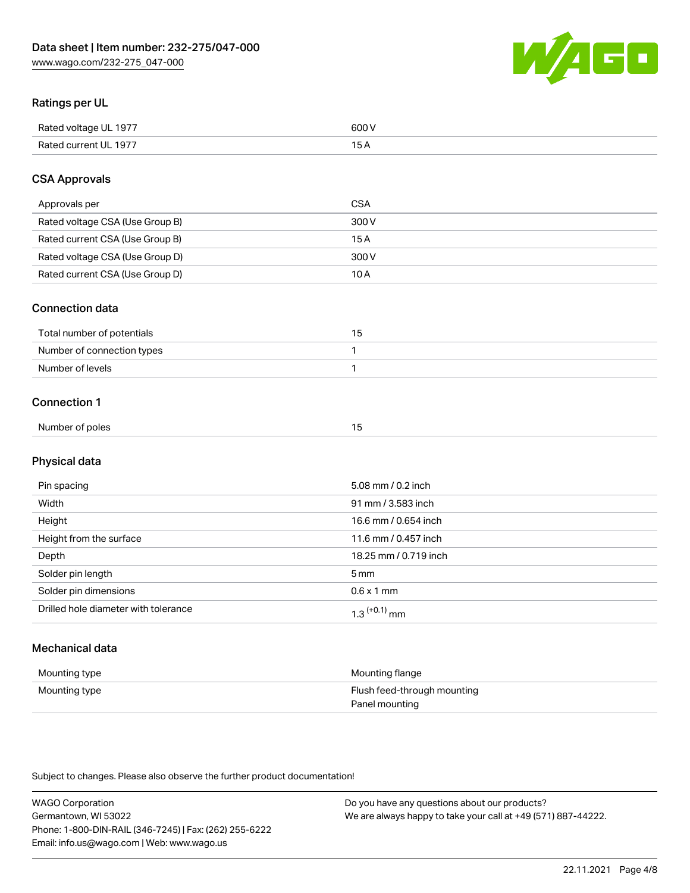Data sheet | Item number: 232-275/047-000
www.wago.com/232-275_047-000

## Ratings per UL

| | |
|---|---|
| Rated voltage UL 1977 | 600 V |
| Rated current UL 1977 | 15 A |

## CSA Approvals

| | |
|---|---|
| Approvals per | CSA |
| Rated voltage CSA (Use Group B) | 300 V |
| Rated current CSA (Use Group B) | 15 A |
| Rated voltage CSA (Use Group D) | 300 V |
| Rated current CSA (Use Group D) | 10 A |

## Connection data

| | |
|---|---|
| Total number of potentials | 15 |
| Number of connection types | 1 |
| Number of levels | 1 |

## Connection 1

| | |
|---|---|
| Number of poles | 15 |

## Physical data

| | |
|---|---|
| Pin spacing | 5.08 mm / 0.2 inch |
| Width | 91 mm / 3.583 inch |
| Height | 16.6 mm / 0.654 inch |
| Height from the surface | 11.6 mm / 0.457 inch |
| Depth | 18.25 mm / 0.719 inch |
| Solder pin length | 5 mm |
| Solder pin dimensions | 0.6 x 1 mm |
| Drilled hole diameter with tolerance | $1.3^{(+0.1)}$ mm |

## Mechanical data

| | |
|---|---|
| Mounting type | Mounting flange |
| Mounting type | Flush feed-through mounting<br>Panel mounting |

Subject to changes. Please also observe the further product documentation!

WAGO Corporation
Germantown, WI 53022
Phone: 1-800-DIN-RAIL (346-7245) | Fax: (262) 255-6222
Email: info.us@wago.com | Web: www.wago.us

Do you have any questions about our products?
We are always happy to take your call at +49 (571) 887-44222.

22.11.2021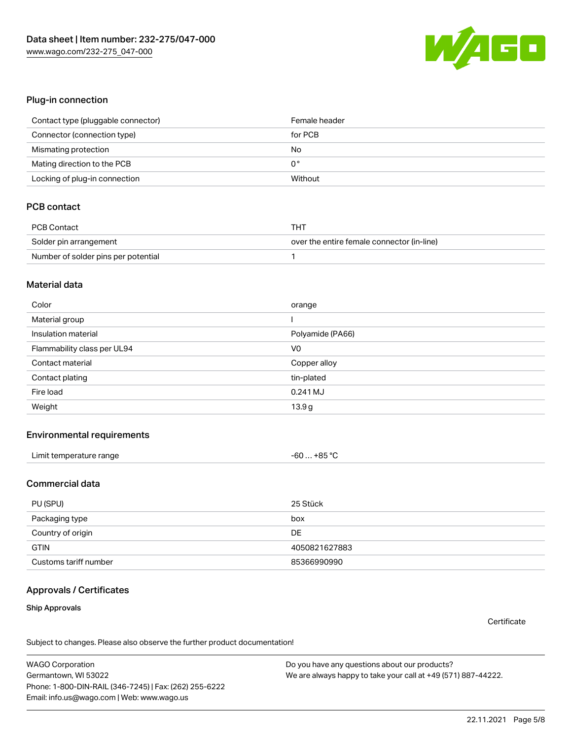## Plug-in connection

| Contact type (pluggable connector) | Female header |
| --- | --- |
| Connector (connection type) | for PCB |
| Mismating protection | No |
| Mating direction to the PCB | 0 ° |
| Locking of plug-in connection | Without |

## PCB contact

| PCB Contact | THT |
| --- | --- |
| Solder pin arrangement | over the entire female connector (in-line) |
| Number of solder pins per potential | 1 |

## Material data

| Color | orange |
| --- | --- |
| Material group | I |
| Insulation material | Polyamide (PA66) |
| Flammability class per UL94 | V0 |
| Contact material | Copper alloy |
| Contact plating | tin-plated |
| Fire load | 0.241 MJ |
| Weight | 13.9 g |

## Environmental requirements

| Limit temperature range | -60 … +85 °C |
| --- | --- |

## Commercial data

| PU (SPU) | 25 Stück |
| --- | --- |
| Packaging type | box |
| Country of origin | DE |
| GTIN | 4050821627883 |
| Customs tariff number | 85366990990 |

## Approvals / Certificates

**Ship Approvals**

Certificate

Subject to changes. Please also observe the further product documentation!

WAGO Corporation
Germantown, WI 53022
Phone: 1-800-DIN-RAIL (346-7245) | Fax: (262) 255-6222
Email: info.us@wago.com | Web: www.wago.us

Do you have any questions about our products?
We are always happy to take your call at +49 (571) 887-44222.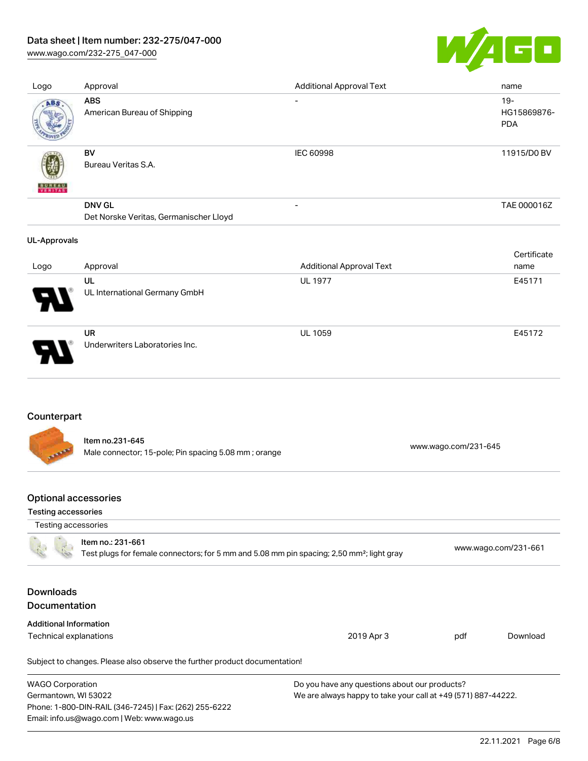# Data sheet | Item number: 232-275/047-000

www.wago.com/232-275_047-000

| Logo | Approval | Additional Approval Text | name |
| --- | --- | --- | --- |
| | **ABS**<br>American Bureau of Shipping | - | 19-HG15869876-PDA |
| | **BV**<br>Bureau Veritas S.A. | IEC 60998 | 11915/D0 BV |
| | **DNV GL**<br>Det Norske Veritas, Germanischer Lloyd | - | TAE 000016Z |

**UL-Approvals**

| Logo | Approval | Additional Approval Text | Certificate name |
| --- | --- | --- | --- |
| | **UL**<br>UL International Germany GmbH | UL 1977 | E45171 |
| | **UR**<br>Underwriters Laboratories Inc. | UL 1059 | E45172 |

## Counterpart

| Item | Description | Link |
| --- | --- | --- |
| Item no.231-645 | Male connector; 15-pole; Pin spacing 5.08 mm ; orange | www.wago.com/231-645 |

## Optional accessories

**Testing accessories**

| Testing accessories | | |
| --- | --- | --- |
| Item no.: 231-661 | Test plugs for female connectors; for 5 mm and 5.08 mm pin spacing; 2,50 mm²; light gray | www.wago.com/231-661 |

## Downloads

## Documentation

**Additional Information**

| Technical explanations | 2019 Apr 3 | pdf | Download |
| --- | --- | --- | --- |

Subject to changes. Please also observe the further product documentation!

WAGO Corporation
Germantown, WI 53022
Phone: 1-800-DIN-RAIL (346-7245) | Fax: (262) 255-6222
Email: info.us@wago.com | Web: www.wago.us

Do you have any questions about our products?
We are always happy to take your call at +49 (571) 887-44222.

22.11.2021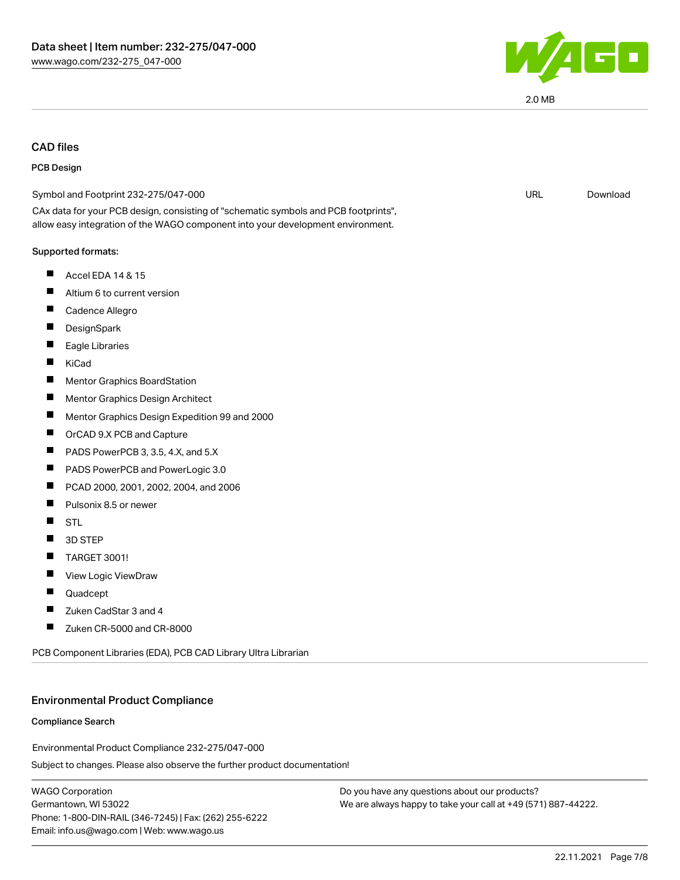2.0 MB

## CAD files

### PCB Design

Symbol and Footprint 232-275/047-000 URL Download

CAx data for your PCB design, consisting of "schematic symbols and PCB footprints", allow easy integration of the WAGO component into your development environment.

**Supported formats:**

- Accel EDA 14 & 15
- Altium 6 to current version
- Cadence Allegro
- DesignSpark
- Eagle Libraries
- KiCad
- Mentor Graphics BoardStation
- Mentor Graphics Design Architect
- Mentor Graphics Design Expedition 99 and 2000
- OrCAD 9.X PCB and Capture
- PADS PowerPCB 3, 3.5, 4.X, and 5.X
- PADS PowerPCB and PowerLogic 3.0
- PCAD 2000, 2001, 2002, 2004, and 2006
- Pulsonix 8.5 or newer
- STL
- 3D STEP
- TARGET 3001!
- View Logic ViewDraw
- Quadcept
- Zuken CadStar 3 and 4
- Zuken CR-5000 and CR-8000

PCB Component Libraries (EDA), PCB CAD Library Ultra Librarian

## Environmental Product Compliance

### Compliance Search

Environmental Product Compliance 232-275/047-000

Subject to changes. Please also observe the further product documentation!

WAGO Corporation
Germantown, WI 53022
Phone: 1-800-DIN-RAIL (346-7245) | Fax: (262) 255-6222
Email: info.us@wago.com | Web: www.wago.us

Do you have any questions about our products?
We are always happy to take your call at +49 (571) 887-44222.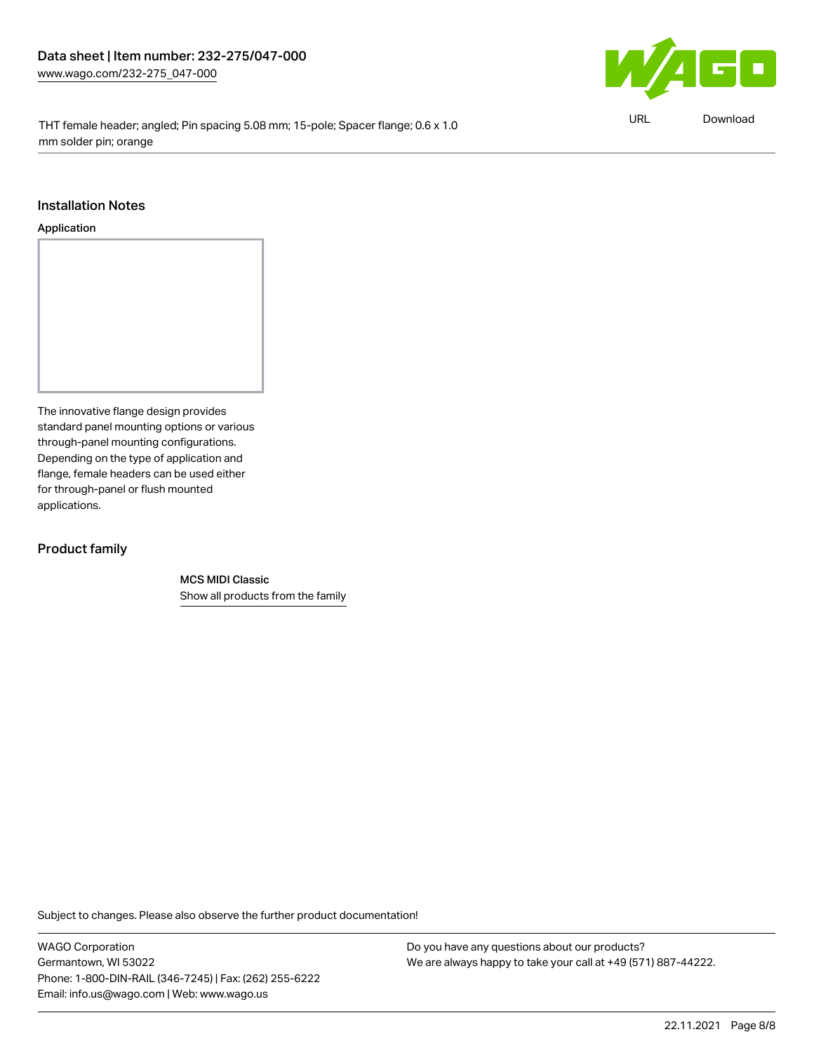## Installation Notes

### Application

The innovative flange design provides standard panel mounting options or various through-panel mounting configurations. Depending on the type of application and flange, female headers can be used either for through-panel or flush mounted applications.

## Product family

MCS MIDI Classic
Show all products from the family